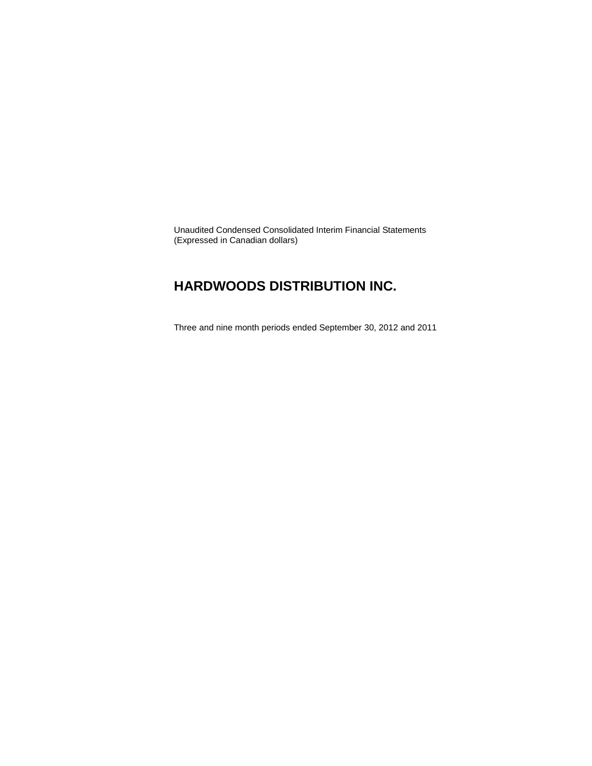Unaudited Condensed Consolidated Interim Financial Statements
(Expressed in Canadian dollars)

# HARDWOODS DISTRIBUTION INC.

Three and nine month periods ended September 30, 2012 and 2011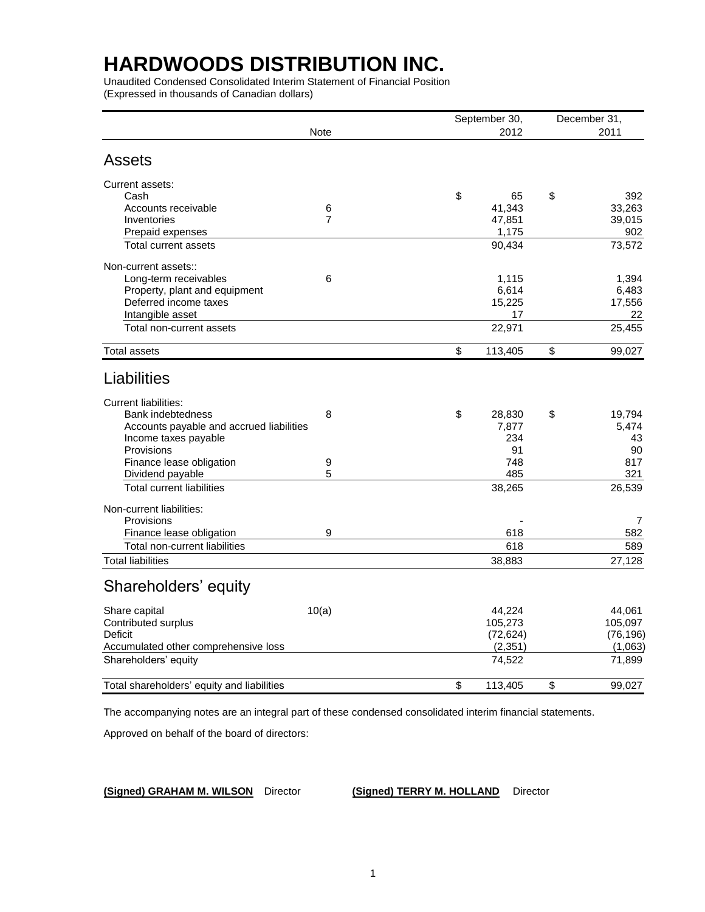# HARDWOODS DISTRIBUTION INC.

Unaudited Condensed Consolidated Interim Statement of Financial Position
(Expressed in thousands of Canadian dollars)

| | Note | September 30, 2012 | December 31, 2011 |
|---|---|---|---|
| **Assets** | | | |
| Current assets: | | | |
| Cash | | $ 65 | $ 392 |
| Accounts receivable | 6 | 41,343 | 33,263 |
| Inventories | 7 | 47,851 | 39,015 |
| Prepaid expenses | | 1,175 | 902 |
| Total current assets | | 90,434 | 73,572 |
| Non-current assets:: | | | |
| Long-term receivables | 6 | 1,115 | 1,394 |
| Property, plant and equipment | | 6,614 | 6,483 |
| Deferred income taxes | | 15,225 | 17,556 |
| Intangible asset | | 17 | 22 |
| Total non-current assets | | 22,971 | 25,455 |
| Total assets | | $ 113,405 | $ 99,027 |
| **Liabilities** | | | |
| Current liabilities: | | | |
| Bank indebtedness | 8 | $ 28,830 | $ 19,794 |
| Accounts payable and accrued liabilities | | 7,877 | 5,474 |
| Income taxes payable | | 234 | 43 |
| Provisions | | 91 | 90 |
| Finance lease obligation | 9 | 748 | 817 |
| Dividend payable | 5 | 485 | 321 |
| Total current liabilities | | 38,265 | 26,539 |
| Non-current liabilities: | | | |
| Provisions | | - | 7 |
| Finance lease obligation | 9 | 618 | 582 |
| Total non-current liabilities | | 618 | 589 |
| Total liabilities | | 38,883 | 27,128 |
| **Shareholders' equity** | | | |
| Share capital | 10(a) | 44,224 | 44,061 |
| Contributed surplus | | 105,273 | 105,097 |
| Deficit | | (72,624) | (76,196) |
| Accumulated other comprehensive loss | | (2,351) | (1,063) |
| Shareholders' equity | | 74,522 | 71,899 |
| Total shareholders' equity and liabilities | | $ 113,405 | $ 99,027 |

The accompanying notes are an integral part of these condensed consolidated interim financial statements.

Approved on behalf of the board of directors:

**(Signed) GRAHAM M. WILSON** Director **(Signed) TERRY M. HOLLAND** Director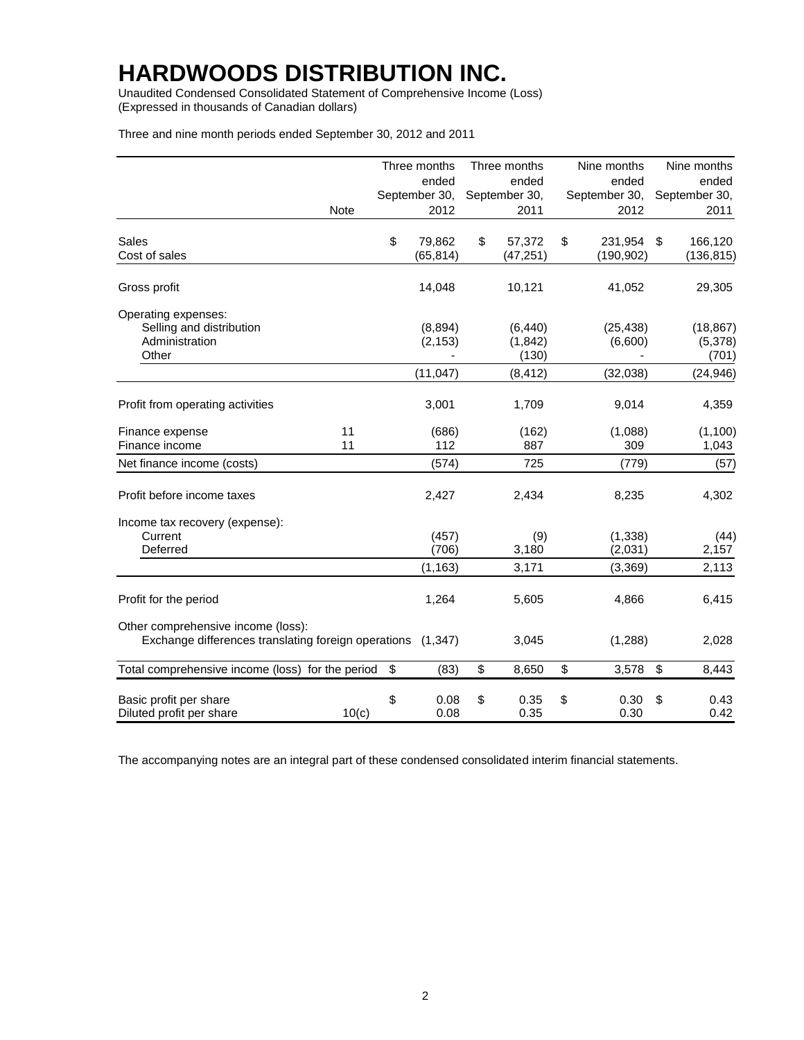# HARDWOODS DISTRIBUTION INC.

Unaudited Condensed Consolidated Statement of Comprehensive Income (Loss)
(Expressed in thousands of Canadian dollars)

Three and nine month periods ended September 30, 2012 and 2011

| | Note | Three months ended September 30, 2012 | Three months ended September 30, 2011 | Nine months ended September 30, 2012 | Nine months ended September 30, 2011 |
|---|---|---|---|---|---|
| Sales | | $ 79,862 | $ 57,372 | $ 231,954 | $ 166,120 |
| Cost of sales | | (65,814) | (47,251) | (190,902) | (136,815) |
| Gross profit | | 14,048 | 10,121 | 41,052 | 29,305 |
| Operating expenses: | | | | | |
| Selling and distribution | | (8,894) | (6,440) | (25,438) | (18,867) |
| Administration | | (2,153) | (1,842) | (6,600) | (5,378) |
| Other | | - | (130) | - | (701) |
| | | (11,047) | (8,412) | (32,038) | (24,946) |
| Profit from operating activities | | 3,001 | 1,709 | 9,014 | 4,359 |
| Finance expense | 11 | (686) | (162) | (1,088) | (1,100) |
| Finance income | 11 | 112 | 887 | 309 | 1,043 |
| Net finance income (costs) | | (574) | 725 | (779) | (57) |
| Profit before income taxes | | 2,427 | 2,434 | 8,235 | 4,302 |
| Income tax recovery (expense): | | | | | |
| Current | | (457) | (9) | (1,338) | (44) |
| Deferred | | (706) | 3,180 | (2,031) | 2,157 |
| | | (1,163) | 3,171 | (3,369) | 2,113 |
| Profit for the period | | 1,264 | 5,605 | 4,866 | 6,415 |
| Other comprehensive income (loss): | | | | | |
| Exchange differences translating foreign operations | | (1,347) | 3,045 | (1,288) | 2,028 |
| Total comprehensive income (loss) for the period | | $ (83) | $ 8,650 | $ 3,578 | $ 8,443 |
| Basic profit per share | | $ 0.08 | $ 0.35 | $ 0.30 | $ 0.43 |
| Diluted profit per share | 10(c) | 0.08 | 0.35 | 0.30 | 0.42 |

The accompanying notes are an integral part of these condensed consolidated interim financial statements.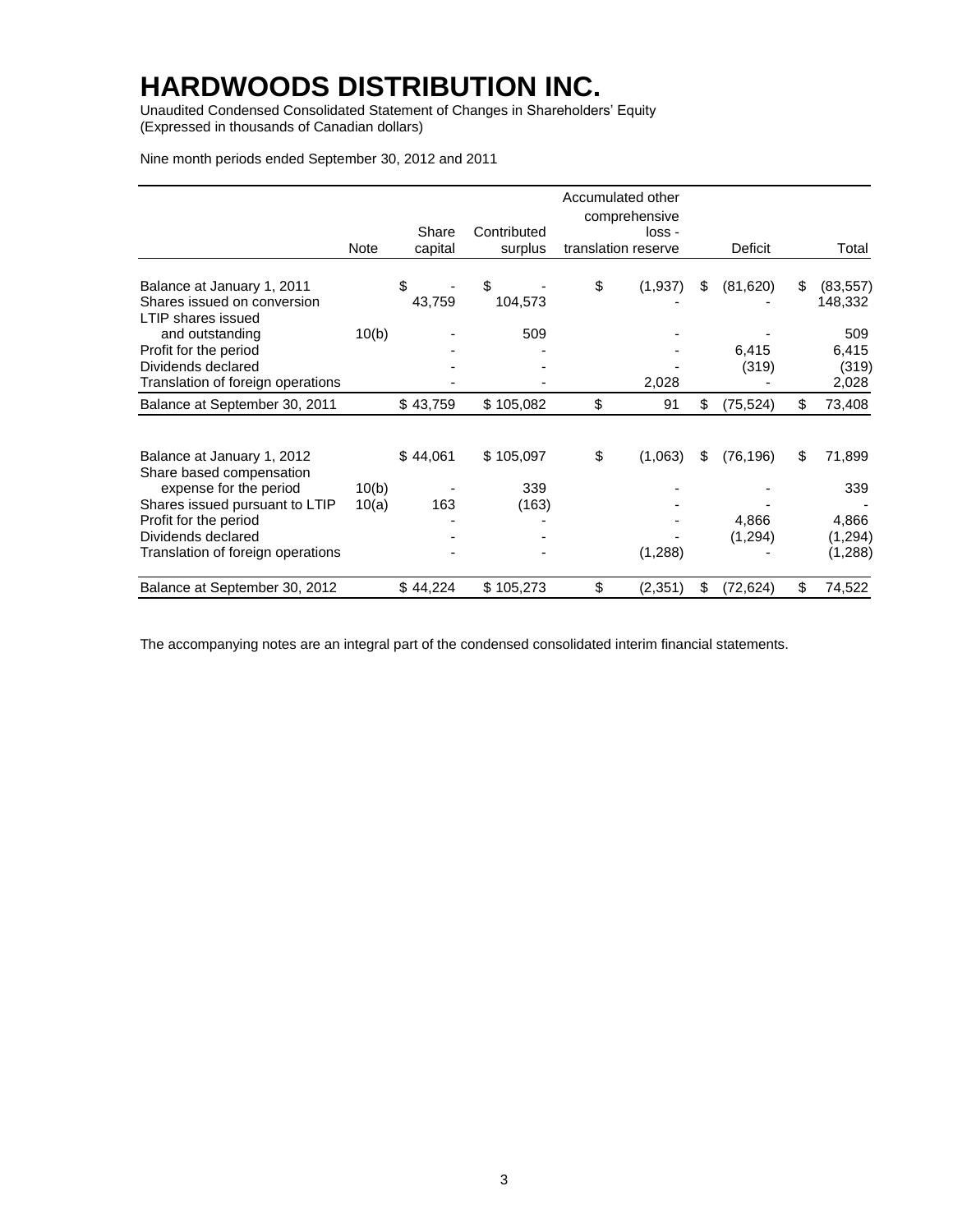# HARDWOODS DISTRIBUTION INC.

Unaudited Condensed Consolidated Statement of Changes in Shareholders' Equity
(Expressed in thousands of Canadian dollars)

Nine month periods ended September 30, 2012 and 2011

| | Note | Share capital | Contributed surplus | Accumulated other comprehensive loss - translation reserve | Deficit | Total |
|---|---|---|---|---|---|---|
| Balance at January 1, 2011 | | $ - | $ - | $ (1,937) | $ (81,620) | $ (83,557) |
| Shares issued on conversion | | 43,759 | 104,573 | - | - | 148,332 |
| LTIP shares issued and outstanding | 10(b) | - | 509 | - | - | 509 |
| Profit for the period | | - | - | - | 6,415 | 6,415 |
| Dividends declared | | - | - | - | (319) | (319) |
| Translation of foreign operations | | - | - | 2,028 | - | 2,028 |
| Balance at September 30, 2011 | | $ 43,759 | $ 105,082 | $ 91 | $ (75,524) | $ 73,408 |
| | | | | | | |
| Balance at January 1, 2012 | | $ 44,061 | $ 105,097 | $ (1,063) | $ (76,196) | $ 71,899 |
| Share based compensation expense for the period | 10(b) | - | 339 | - | - | 339 |
| Shares issued pursuant to LTIP | 10(a) | 163 | (163) | - | - | - |
| Profit for the period | | - | - | - | 4,866 | 4,866 |
| Dividends declared | | - | - | - | (1,294) | (1,294) |
| Translation of foreign operations | | - | - | (1,288) | - | (1,288) |
| Balance at September 30, 2012 | | $ 44,224 | $ 105,273 | $ (2,351) | $ (72,624) | $ 74,522 |

The accompanying notes are an integral part of the condensed consolidated interim financial statements.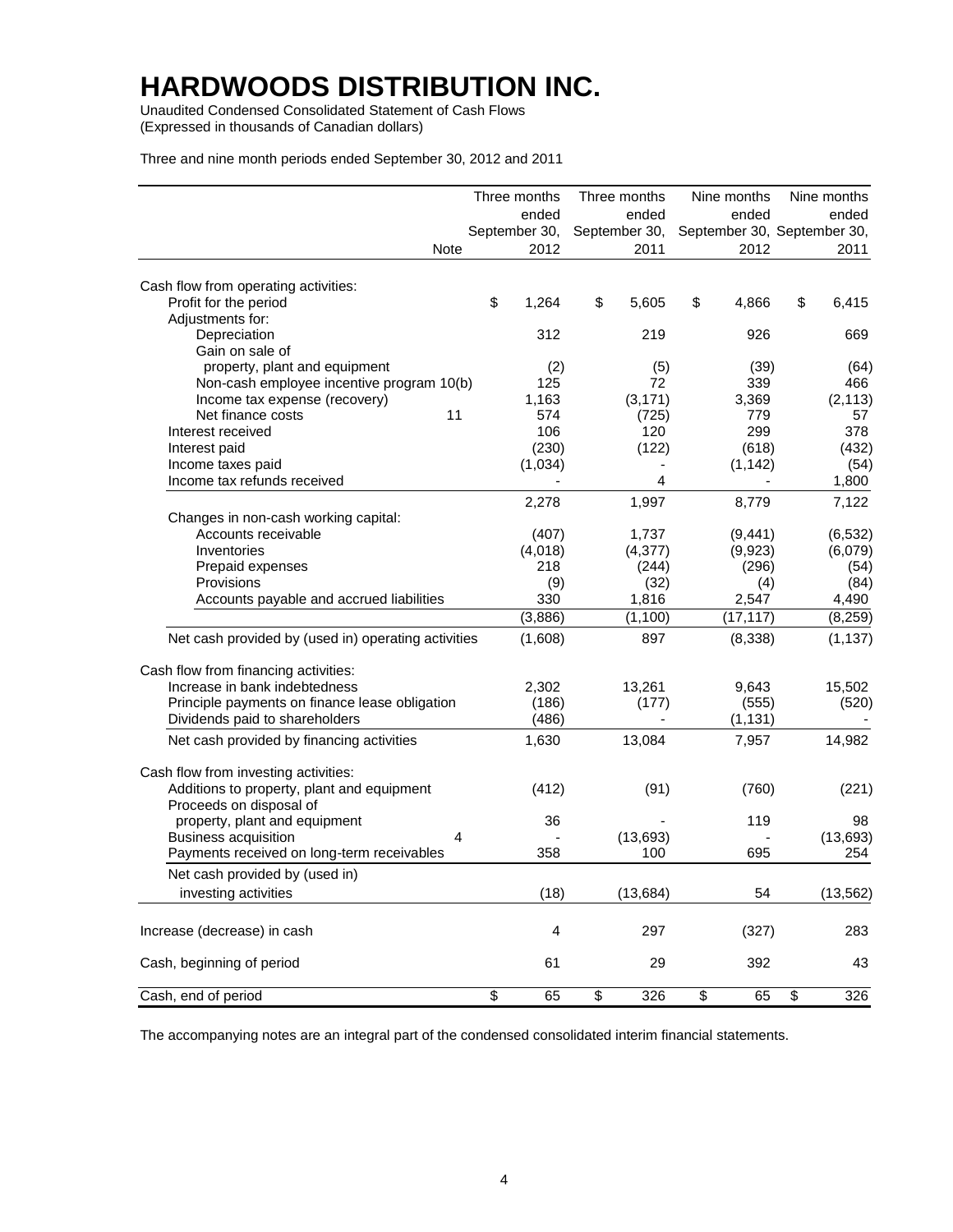# HARDWOODS DISTRIBUTION INC.

Unaudited Condensed Consolidated Statement of Cash Flows
(Expressed in thousands of Canadian dollars)

Three and nine month periods ended September 30, 2012 and 2011

| | Note | Three months ended September 30, 2012 | Three months ended September 30, 2011 | Nine months ended September 30, 2012 | Nine months ended September 30, 2011 |
|---|---|---|---|---|---|
| Cash flow from operating activities: | | | | | |
| Profit for the period | | $ 1,264 | $ 5,605 | $ 4,866 | $ 6,415 |
| Adjustments for: | | | | | |
| Depreciation | | 312 | 219 | 926 | 669 |
| Gain on sale of property, plant and equipment | | (2) | (5) | (39) | (64) |
| Non-cash employee incentive program | 10(b) | 125 | 72 | 339 | 466 |
| Income tax expense (recovery) | | 1,163 | (3,171) | 3,369 | (2,113) |
| Net finance costs | 11 | 574 | (725) | 779 | 57 |
| Interest received | | 106 | 120 | 299 | 378 |
| Interest paid | | (230) | (122) | (618) | (432) |
| Income taxes paid | | (1,034) | - | (1,142) | (54) |
| Income tax refunds received | | - | 4 | - | 1,800 |
| | | 2,278 | 1,997 | 8,779 | 7,122 |
| Changes in non-cash working capital: | | | | | |
| Accounts receivable | | (407) | 1,737 | (9,441) | (6,532) |
| Inventories | | (4,018) | (4,377) | (9,923) | (6,079) |
| Prepaid expenses | | 218 | (244) | (296) | (54) |
| Provisions | | (9) | (32) | (4) | (84) |
| Accounts payable and accrued liabilities | | 330 | 1,816 | 2,547 | 4,490 |
| | | (3,886) | (1,100) | (17,117) | (8,259) |
| Net cash provided by (used in) operating activities | | (1,608) | 897 | (8,338) | (1,137) |
| Cash flow from financing activities: | | | | | |
| Increase in bank indebtedness | | 2,302 | 13,261 | 9,643 | 15,502 |
| Principle payments on finance lease obligation | | (186) | (177) | (555) | (520) |
| Dividends paid to shareholders | | (486) | - | (1,131) | - |
| Net cash provided by financing activities | | 1,630 | 13,084 | 7,957 | 14,982 |
| Cash flow from investing activities: | | | | | |
| Additions to property, plant and equipment | | (412) | (91) | (760) | (221) |
| Proceeds on disposal of property, plant and equipment | | 36 | - | 119 | 98 |
| Business acquisition | 4 | - | (13,693) | - | (13,693) |
| Payments received on long-term receivables | | 358 | 100 | 695 | 254 |
| Net cash provided by (used in) investing activities | | (18) | (13,684) | 54 | (13,562) |
| Increase (decrease) in cash | | 4 | 297 | (327) | 283 |
| Cash, beginning of period | | 61 | 29 | 392 | 43 |
| Cash, end of period | | $ 65 | $ 326 | $ 65 | $ 326 |

The accompanying notes are an integral part of the condensed consolidated interim financial statements.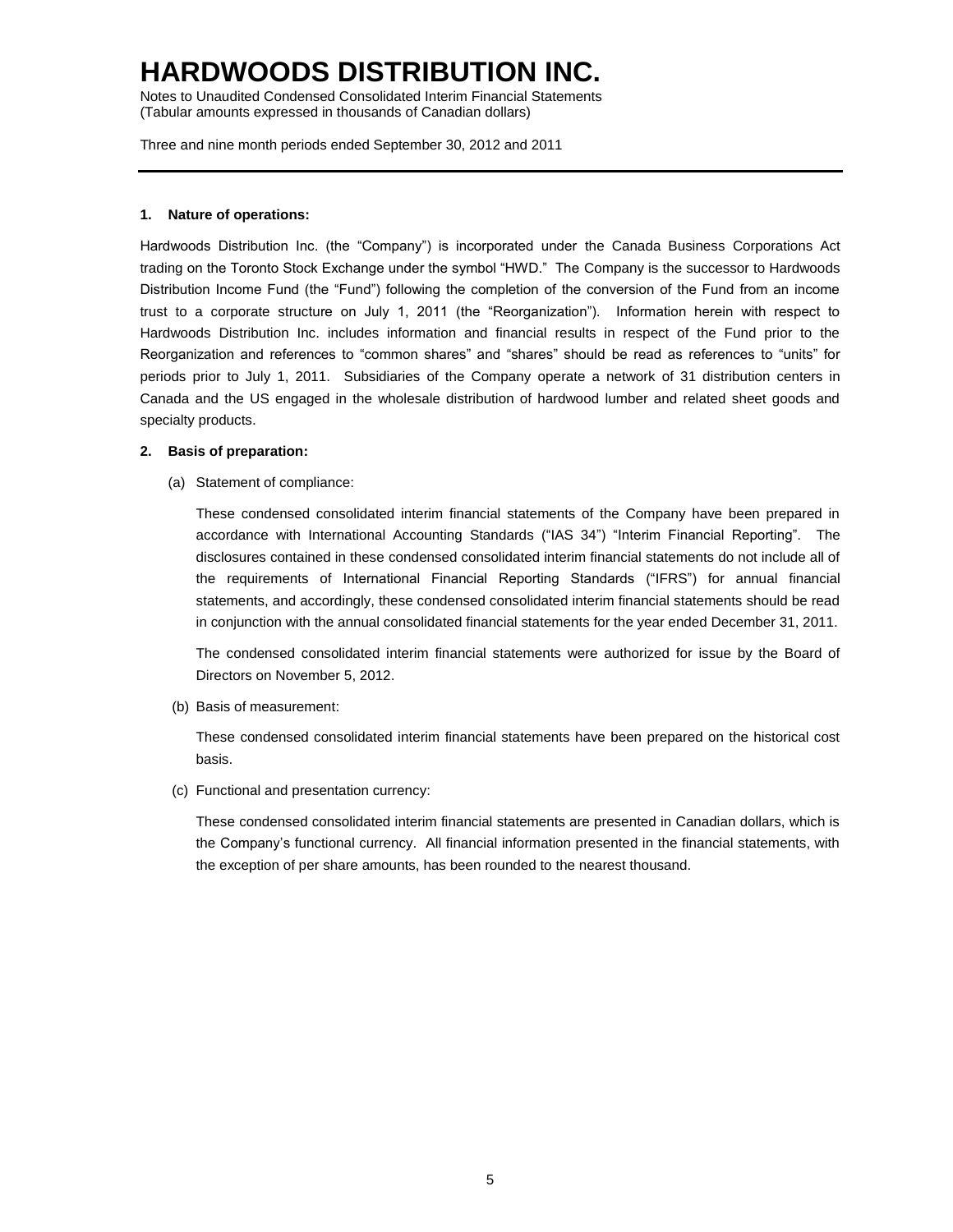**1. Nature of operations:**

Hardwoods Distribution Inc. (the "Company") is incorporated under the Canada Business Corporations Act trading on the Toronto Stock Exchange under the symbol "HWD." The Company is the successor to Hardwoods Distribution Income Fund (the "Fund") following the completion of the conversion of the Fund from an income trust to a corporate structure on July 1, 2011 (the "Reorganization"). Information herein with respect to Hardwoods Distribution Inc. includes information and financial results in respect of the Fund prior to the Reorganization and references to "common shares" and "shares" should be read as references to "units" for periods prior to July 1, 2011. Subsidiaries of the Company operate a network of 31 distribution centers in Canada and the US engaged in the wholesale distribution of hardwood lumber and related sheet goods and specialty products.

**2. Basis of preparation:**

(a) Statement of compliance:

These condensed consolidated interim financial statements of the Company have been prepared in accordance with International Accounting Standards ("IAS 34") "Interim Financial Reporting". The disclosures contained in these condensed consolidated interim financial statements do not include all of the requirements of International Financial Reporting Standards ("IFRS") for annual financial statements, and accordingly, these condensed consolidated interim financial statements should be read in conjunction with the annual consolidated financial statements for the year ended December 31, 2011.

The condensed consolidated interim financial statements were authorized for issue by the Board of Directors on November 5, 2012.

(b) Basis of measurement:

These condensed consolidated interim financial statements have been prepared on the historical cost basis.

(c) Functional and presentation currency:

These condensed consolidated interim financial statements are presented in Canadian dollars, which is the Company's functional currency. All financial information presented in the financial statements, with the exception of per share amounts, has been rounded to the nearest thousand.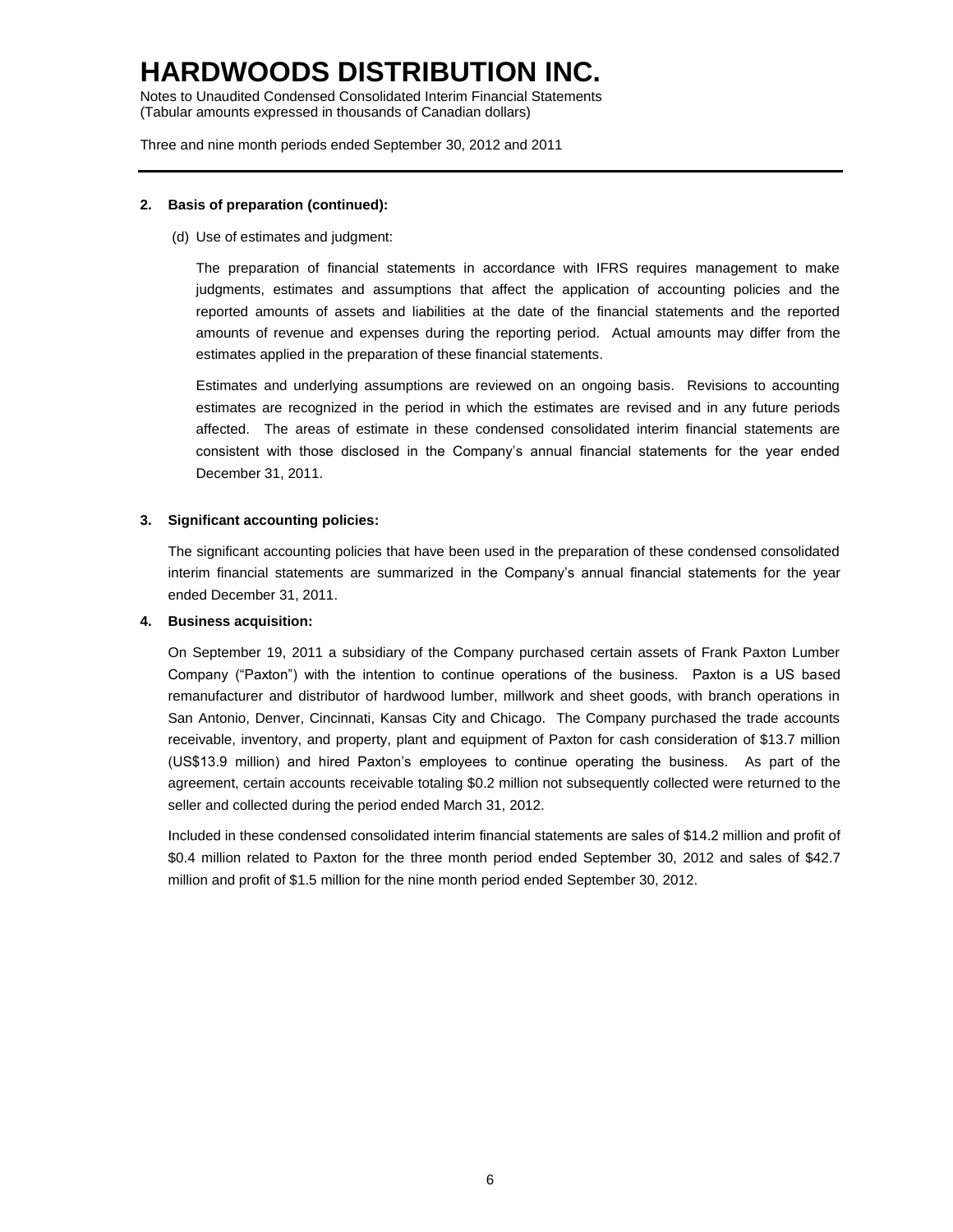**2. Basis of preparation (continued):**

(d) Use of estimates and judgment:

The preparation of financial statements in accordance with IFRS requires management to make judgments, estimates and assumptions that affect the application of accounting policies and the reported amounts of assets and liabilities at the date of the financial statements and the reported amounts of revenue and expenses during the reporting period. Actual amounts may differ from the estimates applied in the preparation of these financial statements.

Estimates and underlying assumptions are reviewed on an ongoing basis. Revisions to accounting estimates are recognized in the period in which the estimates are revised and in any future periods affected. The areas of estimate in these condensed consolidated interim financial statements are consistent with those disclosed in the Company's annual financial statements for the year ended December 31, 2011.

**3. Significant accounting policies:**

The significant accounting policies that have been used in the preparation of these condensed consolidated interim financial statements are summarized in the Company's annual financial statements for the year ended December 31, 2011.

**4. Business acquisition:**

On September 19, 2011 a subsidiary of the Company purchased certain assets of Frank Paxton Lumber Company ("Paxton") with the intention to continue operations of the business. Paxton is a US based remanufacturer and distributor of hardwood lumber, millwork and sheet goods, with branch operations in San Antonio, Denver, Cincinnati, Kansas City and Chicago. The Company purchased the trade accounts receivable, inventory, and property, plant and equipment of Paxton for cash consideration of $13.7 million (US$13.9 million) and hired Paxton's employees to continue operating the business. As part of the agreement, certain accounts receivable totaling $0.2 million not subsequently collected were returned to the seller and collected during the period ended March 31, 2012.

Included in these condensed consolidated interim financial statements are sales of $14.2 million and profit of $0.4 million related to Paxton for the three month period ended September 30, 2012 and sales of $42.7 million and profit of $1.5 million for the nine month period ended September 30, 2012.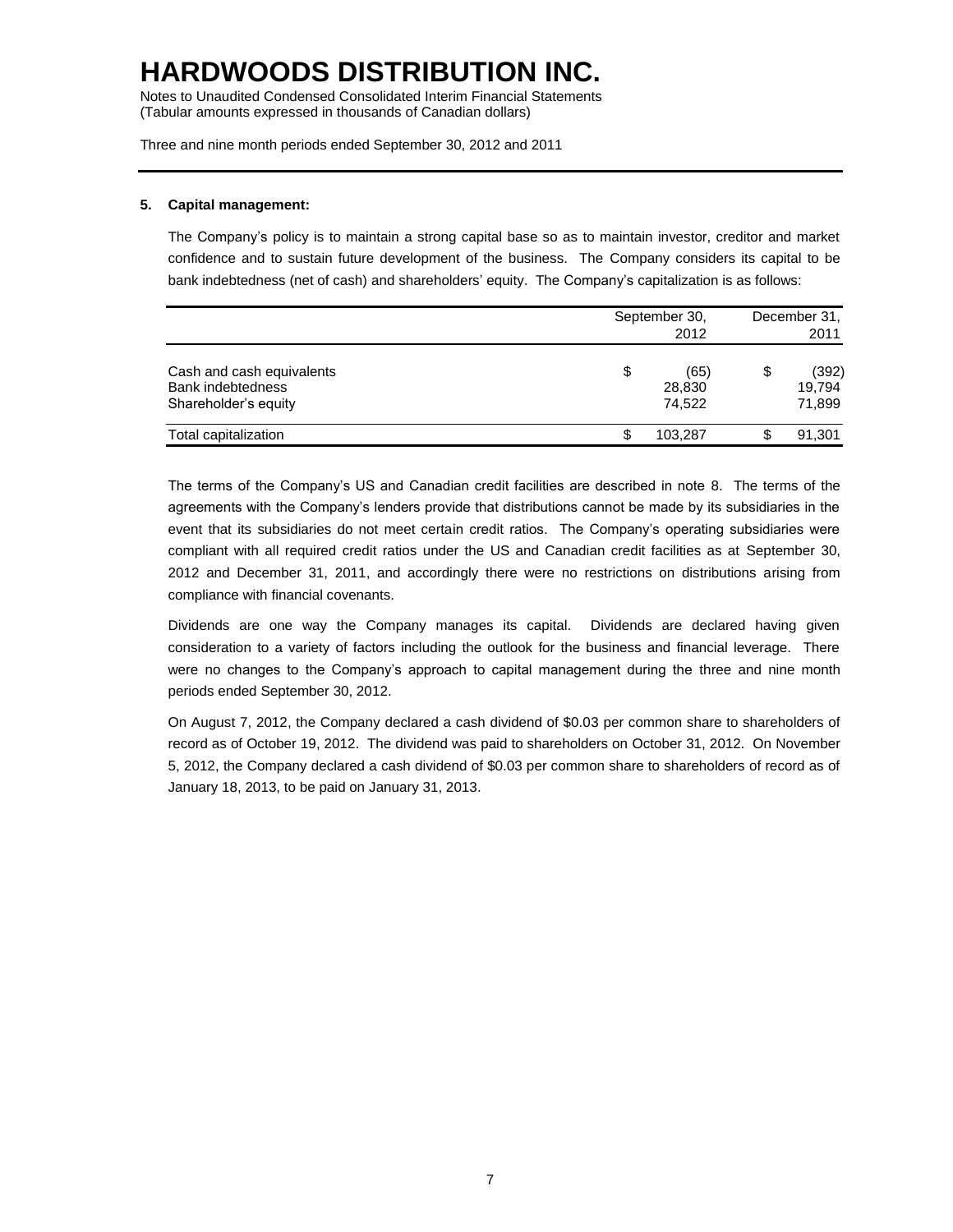### 5. Capital management:

The Company's policy is to maintain a strong capital base so as to maintain investor, creditor and market confidence and to sustain future development of the business. The Company considers its capital to be bank indebtedness (net of cash) and shareholders' equity. The Company's capitalization is as follows:

| | September 30, 2012 | December 31, 2011 |
|---|---|---|
| Cash and cash equivalents | $ (65) | $ (392) |
| Bank indebtedness | 28,830 | 19,794 |
| Shareholder's equity | 74,522 | 71,899 |
| Total capitalization | $ 103,287 | $ 91,301 |

The terms of the Company's US and Canadian credit facilities are described in note 8. The terms of the agreements with the Company's lenders provide that distributions cannot be made by its subsidiaries in the event that its subsidiaries do not meet certain credit ratios. The Company's operating subsidiaries were compliant with all required credit ratios under the US and Canadian credit facilities as at September 30, 2012 and December 31, 2011, and accordingly there were no restrictions on distributions arising from compliance with financial covenants.

Dividends are one way the Company manages its capital. Dividends are declared having given consideration to a variety of factors including the outlook for the business and financial leverage. There were no changes to the Company's approach to capital management during the three and nine month periods ended September 30, 2012.

On August 7, 2012, the Company declared a cash dividend of $0.03 per common share to shareholders of record as of October 19, 2012. The dividend was paid to shareholders on October 31, 2012. On November 5, 2012, the Company declared a cash dividend of $0.03 per common share to shareholders of record as of January 18, 2013, to be paid on January 31, 2013.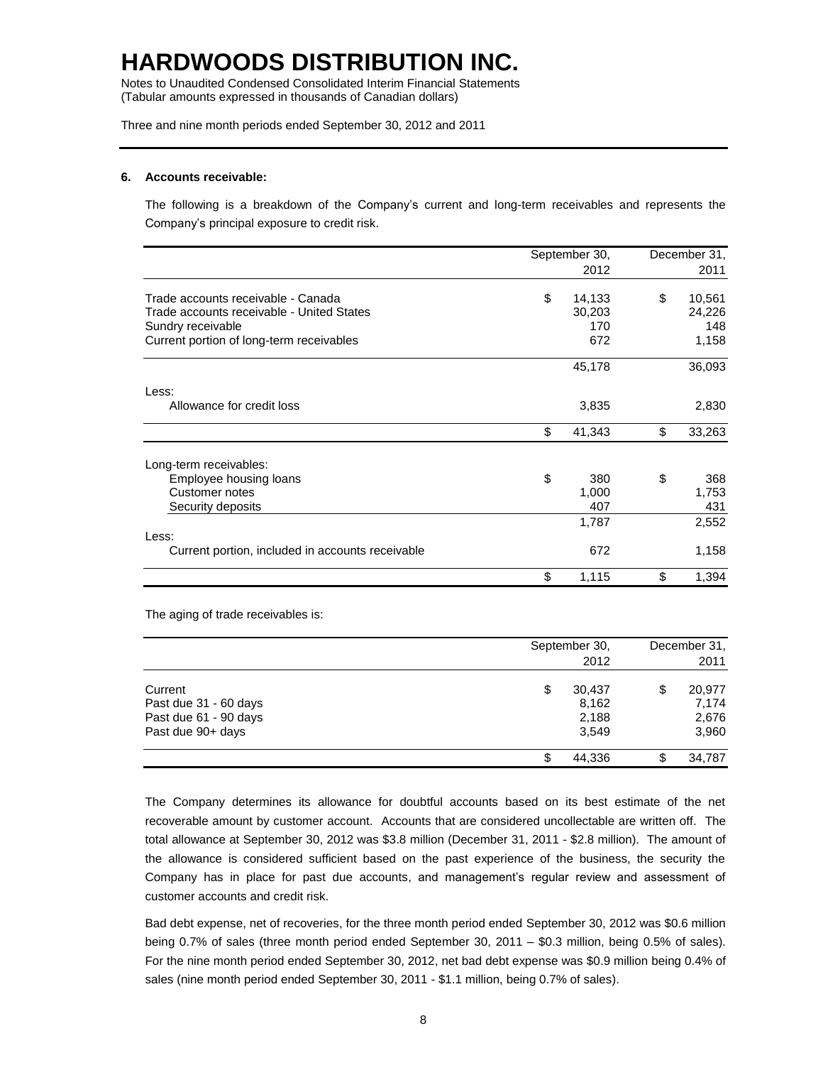# HARDWOODS DISTRIBUTION INC.

Notes to Unaudited Condensed Consolidated Interim Financial Statements
(Tabular amounts expressed in thousands of Canadian dollars)

Three and nine month periods ended September 30, 2012 and 2011

## 6. Accounts receivable:

The following is a breakdown of the Company's current and long-term receivables and represents the Company's principal exposure to credit risk.

| | September 30, 2012 | December 31, 2011 |
|---|---|---|
| Trade accounts receivable - Canada | $ 14,133 | $ 10,561 |
| Trade accounts receivable - United States | 30,203 | 24,226 |
| Sundry receivable | 170 | 148 |
| Current portion of long-term receivables | 672 | 1,158 |
| | 45,178 | 36,093 |
| Less: | | |
| Allowance for credit loss | 3,835 | 2,830 |
| | $ 41,343 | $ 33,263 |
| Long-term receivables: | | |
| Employee housing loans | $ 380 | $ 368 |
| Customer notes | 1,000 | 1,753 |
| Security deposits | 407 | 431 |
| | 1,787 | 2,552 |
| Less: | | |
| Current portion, included in accounts receivable | 672 | 1,158 |
| | $ 1,115 | $ 1,394 |

The aging of trade receivables is:

| | September 30, 2012 | December 31, 2011 |
|---|---|---|
| Current | $ 30,437 | $ 20,977 |
| Past due 31 - 60 days | 8,162 | 7,174 |
| Past due 61 - 90 days | 2,188 | 2,676 |
| Past due 90+ days | 3,549 | 3,960 |
| | $ 44,336 | $ 34,787 |

The Company determines its allowance for doubtful accounts based on its best estimate of the net recoverable amount by customer account. Accounts that are considered uncollectable are written off. The total allowance at September 30, 2012 was $3.8 million (December 31, 2011 - $2.8 million). The amount of the allowance is considered sufficient based on the past experience of the business, the security the Company has in place for past due accounts, and management's regular review and assessment of customer accounts and credit risk.

Bad debt expense, net of recoveries, for the three month period ended September 30, 2012 was $0.6 million being 0.7% of sales (three month period ended September 30, 2011 – $0.3 million, being 0.5% of sales). For the nine month period ended September 30, 2012, net bad debt expense was $0.9 million being 0.4% of sales (nine month period ended September 30, 2011 - $1.1 million, being 0.7% of sales).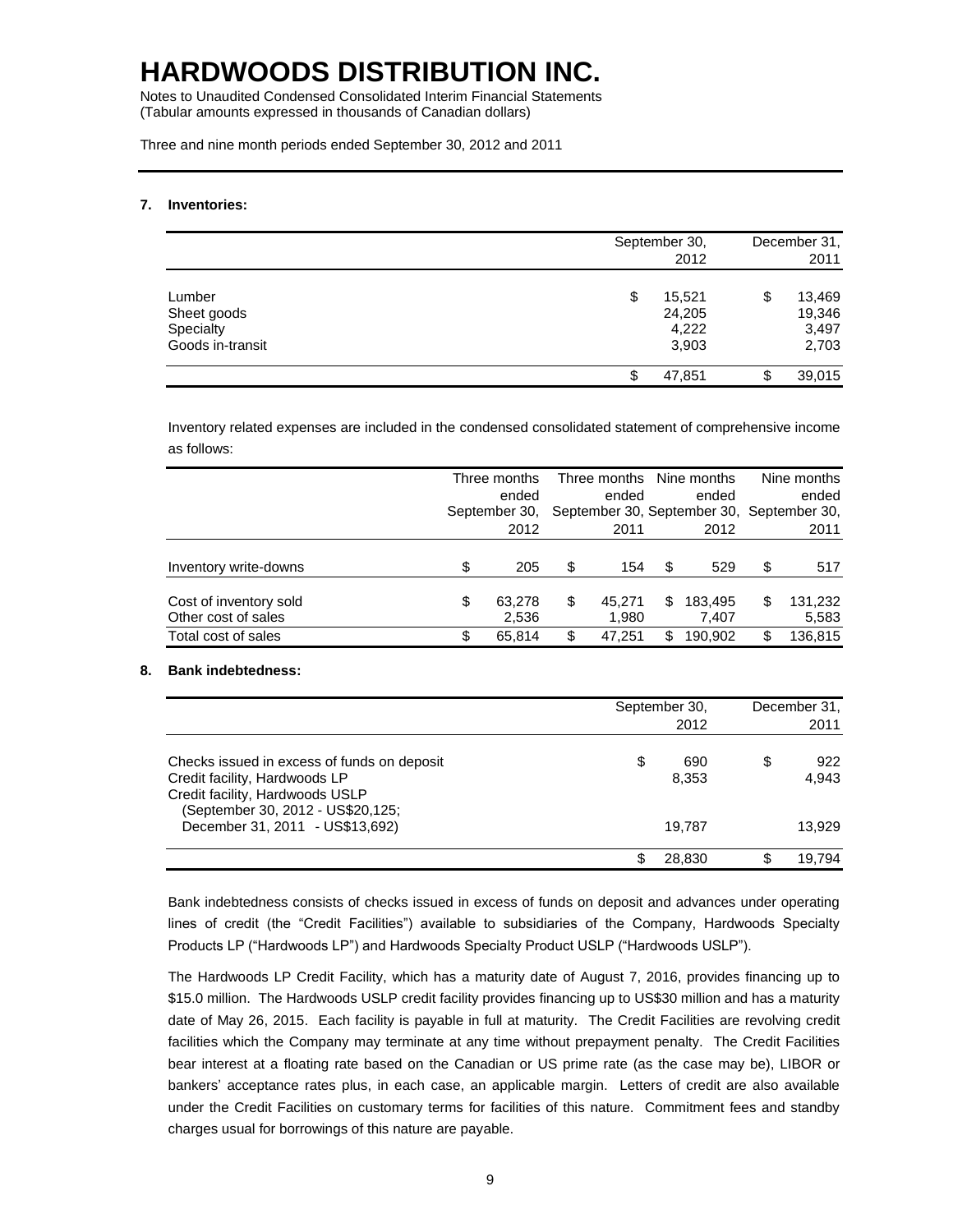# HARDWOODS DISTRIBUTION INC.

Notes to Unaudited Condensed Consolidated Interim Financial Statements
(Tabular amounts expressed in thousands of Canadian dollars)

Three and nine month periods ended September 30, 2012 and 2011

**7. Inventories:**

| | September 30, 2012 | December 31, 2011 |
|---|---|---|
| Lumber | $ 15,521 | $ 13,469 |
| Sheet goods | 24,205 | 19,346 |
| Specialty | 4,222 | 3,497 |
| Goods in-transit | 3,903 | 2,703 |
| | $ 47,851 | $ 39,015 |

Inventory related expenses are included in the condensed consolidated statement of comprehensive income as follows:

| | Three months ended September 30, 2012 | Three months ended September 30, 2011 | Nine months ended September 30, 2012 | Nine months ended September 30, 2011 |
|---|---|---|---|---|
| Inventory write-downs | $ 205 | $ 154 | $ 529 | $ 517 |
| Cost of inventory sold | $ 63,278 | $ 45,271 | $ 183,495 | $ 131,232 |
| Other cost of sales | 2,536 | 1,980 | 7,407 | 5,583 |
| Total cost of sales | $ 65,814 | $ 47,251 | $ 190,902 | $ 136,815 |

**8. Bank indebtedness:**

| | September 30, 2012 | December 31, 2011 |
|---|---|---|
| Checks issued in excess of funds on deposit | $ 690 | $ 922 |
| Credit facility, Hardwoods LP | 8,353 | 4,943 |
| Credit facility, Hardwoods USLP (September 30, 2012 - US$20,125; December 31, 2011 - US$13,692) | 19,787 | 13,929 |
| | $ 28,830 | $ 19,794 |

Bank indebtedness consists of checks issued in excess of funds on deposit and advances under operating lines of credit (the "Credit Facilities") available to subsidiaries of the Company, Hardwoods Specialty Products LP ("Hardwoods LP") and Hardwoods Specialty Product USLP ("Hardwoods USLP").

The Hardwoods LP Credit Facility, which has a maturity date of August 7, 2016, provides financing up to $15.0 million. The Hardwoods USLP credit facility provides financing up to US$30 million and has a maturity date of May 26, 2015. Each facility is payable in full at maturity. The Credit Facilities are revolving credit facilities which the Company may terminate at any time without prepayment penalty. The Credit Facilities bear interest at a floating rate based on the Canadian or US prime rate (as the case may be), LIBOR or bankers' acceptance rates plus, in each case, an applicable margin. Letters of credit are also available under the Credit Facilities on customary terms for facilities of this nature. Commitment fees and standby charges usual for borrowings of this nature are payable.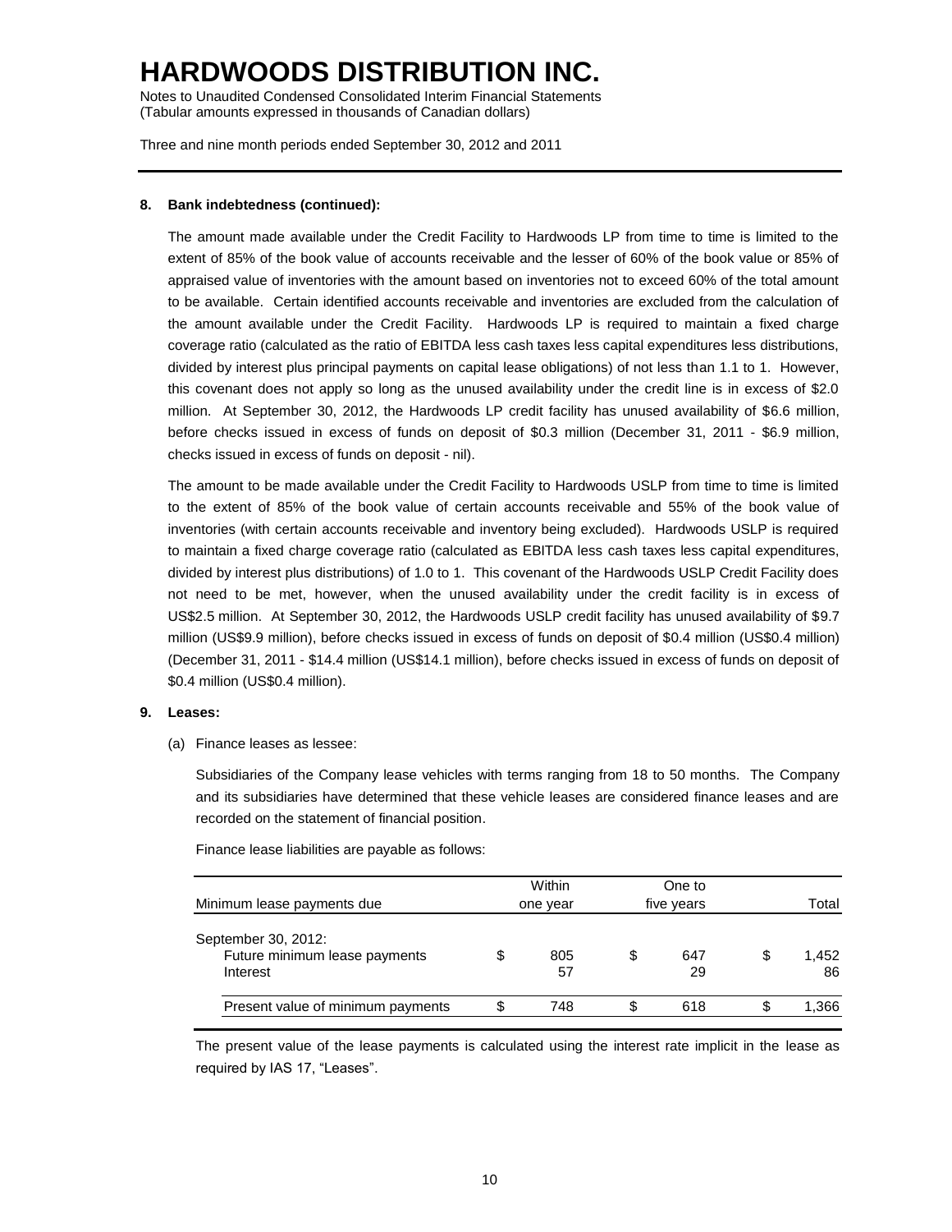## 8. Bank indebtedness (continued):

The amount made available under the Credit Facility to Hardwoods LP from time to time is limited to the extent of 85% of the book value of accounts receivable and the lesser of 60% of the book value or 85% of appraised value of inventories with the amount based on inventories not to exceed 60% of the total amount to be available. Certain identified accounts receivable and inventories are excluded from the calculation of the amount available under the Credit Facility. Hardwoods LP is required to maintain a fixed charge coverage ratio (calculated as the ratio of EBITDA less cash taxes less capital expenditures less distributions, divided by interest plus principal payments on capital lease obligations) of not less than 1.1 to 1. However, this covenant does not apply so long as the unused availability under the credit line is in excess of $2.0 million. At September 30, 2012, the Hardwoods LP credit facility has unused availability of $6.6 million, before checks issued in excess of funds on deposit of $0.3 million (December 31, 2011 - $6.9 million, checks issued in excess of funds on deposit - nil).

The amount to be made available under the Credit Facility to Hardwoods USLP from time to time is limited to the extent of 85% of the book value of certain accounts receivable and 55% of the book value of inventories (with certain accounts receivable and inventory being excluded). Hardwoods USLP is required to maintain a fixed charge coverage ratio (calculated as EBITDA less cash taxes less capital expenditures, divided by interest plus distributions) of 1.0 to 1. This covenant of the Hardwoods USLP Credit Facility does not need to be met, however, when the unused availability under the credit facility is in excess of US$2.5 million. At September 30, 2012, the Hardwoods USLP credit facility has unused availability of $9.7 million (US$9.9 million), before checks issued in excess of funds on deposit of $0.4 million (US$0.4 million) (December 31, 2011 - $14.4 million (US$14.1 million), before checks issued in excess of funds on deposit of $0.4 million (US$0.4 million).

## 9. Leases:

(a) Finance leases as lessee:

Subsidiaries of the Company lease vehicles with terms ranging from 18 to 50 months. The Company and its subsidiaries have determined that these vehicle leases are considered finance leases and are recorded on the statement of financial position.

Finance lease liabilities are payable as follows:

| Minimum lease payments due | Within one year | One to five years | Total |
|---|---|---|---|
| September 30, 2012: | | | |
| Future minimum lease payments | $ 805 | $ 647 | $ 1,452 |
| Interest | 57 | 29 | 86 |
| Present value of minimum payments | $ 748 | $ 618 | $ 1,366 |

The present value of the lease payments is calculated using the interest rate implicit in the lease as required by IAS 17, “Leases”.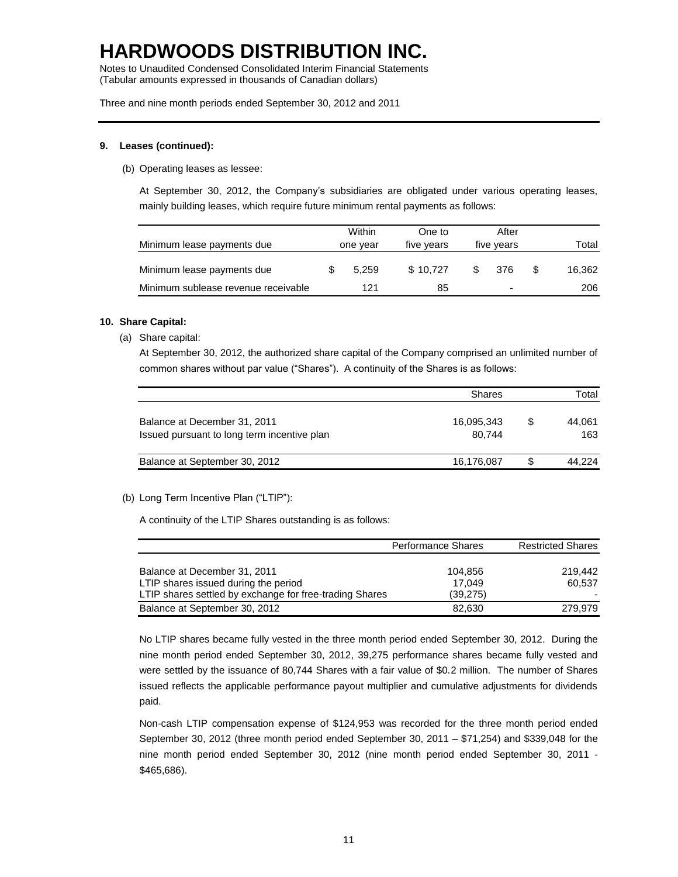# HARDWOODS DISTRIBUTION INC.

Notes to Unaudited Condensed Consolidated Interim Financial Statements
(Tabular amounts expressed in thousands of Canadian dollars)

Three and nine month periods ended September 30, 2012 and 2011

**9. Leases (continued):**

(b) Operating leases as lessee:

At September 30, 2012, the Company's subsidiaries are obligated under various operating leases, mainly building leases, which require future minimum rental payments as follows:

| Minimum lease payments due | Within one year | One to five years | After five years | Total |
|---|---|---|---|---|
| Minimum lease payments due | $ 5,259 | $ 10,727 | $ 376 | $ 16,362 |
| Minimum sublease revenue receivable | 121 | 85 | - | 206 |

**10. Share Capital:**

(a) Share capital:

At September 30, 2012, the authorized share capital of the Company comprised an unlimited number of common shares without par value ("Shares"). A continuity of the Shares is as follows:

| | Shares | Total |
|---|---|---|
| Balance at December 31, 2011 | 16,095,343 | $ 44,061 |
| Issued pursuant to long term incentive plan | 80,744 | 163 |
| Balance at September 30, 2012 | 16,176,087 | $ 44,224 |

(b) Long Term Incentive Plan ("LTIP"):

A continuity of the LTIP Shares outstanding is as follows:

| | Performance Shares | Restricted Shares |
|---|---|---|
| Balance at December 31, 2011 | 104,856 | 219,442 |
| LTIP shares issued during the period | 17,049 | 60,537 |
| LTIP shares settled by exchange for free-trading Shares | (39,275) | - |
| Balance at September 30, 2012 | 82,630 | 279,979 |

No LTIP shares became fully vested in the three month period ended September 30, 2012. During the nine month period ended September 30, 2012, 39,275 performance shares became fully vested and were settled by the issuance of 80,744 Shares with a fair value of $0.2 million. The number of Shares issued reflects the applicable performance payout multiplier and cumulative adjustments for dividends paid.

Non-cash LTIP compensation expense of $124,953 was recorded for the three month period ended September 30, 2012 (three month period ended September 30, 2011 – $71,254) and $339,048 for the nine month period ended September 30, 2012 (nine month period ended September 30, 2011 - $465,686).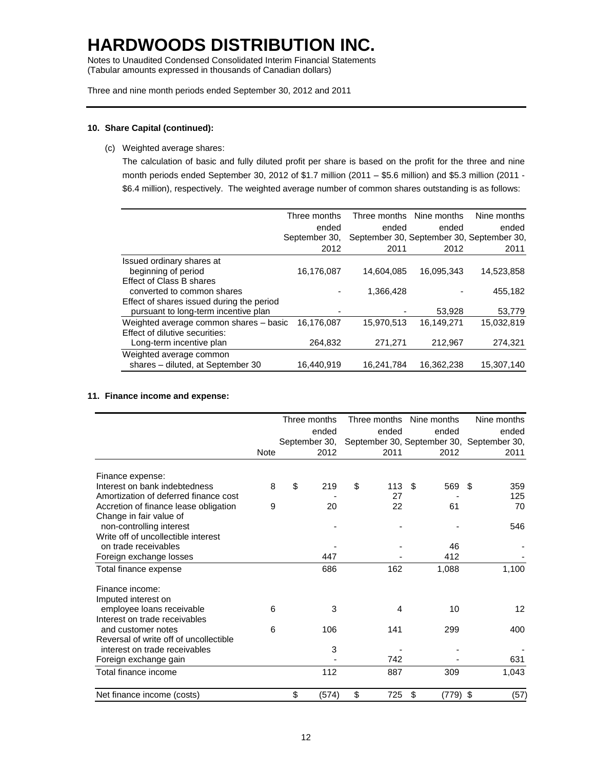# HARDWOODS DISTRIBUTION INC.

Notes to Unaudited Condensed Consolidated Interim Financial Statements
(Tabular amounts expressed in thousands of Canadian dollars)

Three and nine month periods ended September 30, 2012 and 2011

**10. Share Capital (continued):**

(c) Weighted average shares:

The calculation of basic and fully diluted profit per share is based on the profit for the three and nine month periods ended September 30, 2012 of \$1.7 million (2011 – \$5.6 million) and \$5.3 million (2011 - \$6.4 million), respectively. The weighted average number of common shares outstanding is as follows:

| | Three months ended September 30, 2012 | Three months ended September 30, 2011 | Nine months ended September 30, 2012 | Nine months ended September 30, 2011 |
|---|---|---|---|---|
| Issued ordinary shares at beginning of period | 16,176,087 | 14,604,085 | 16,095,343 | 14,523,858 |
| Effect of Class B shares converted to common shares | - | 1,366,428 | - | 455,182 |
| Effect of shares issued during the period pursuant to long-term incentive plan | - | - | 53,928 | 53,779 |
| Weighted average common shares – basic | 16,176,087 | 15,970,513 | 16,149,271 | 15,032,819 |
| Effect of dilutive securities: Long-term incentive plan | 264,832 | 271,271 | 212,967 | 274,321 |
| Weighted average common shares – diluted, at September 30 | 16,440,919 | 16,241,784 | 16,362,238 | 15,307,140 |

**11. Finance income and expense:**

| | Note | Three months ended September 30, 2012 | Three months ended September 30, 2011 | Nine months ended September 30, 2012 | Nine months ended September 30, 2011 |
|---|---|---|---|---|---|
| Finance expense: | | | | | |
| Interest on bank indebtedness | 8 | \$ 219 | \$ 113 | \$ 569 | \$ 359 |
| Amortization of deferred finance cost | | - | 27 | - | 125 |
| Accretion of finance lease obligation | 9 | 20 | 22 | 61 | 70 |
| Change in fair value of non-controlling interest | | - | - | - | 546 |
| Write off of uncollectible interest on trade receivables | | - | - | 46 | - |
| Foreign exchange losses | | 447 | - | 412 | - |
| Total finance expense | | 686 | 162 | 1,088 | 1,100 |
| Finance income: | | | | | |
| Imputed interest on employee loans receivable | 6 | 3 | 4 | 10 | 12 |
| Interest on trade receivables and customer notes | 6 | 106 | 141 | 299 | 400 |
| Reversal of write off of uncollectible interest on trade receivables | | 3 | - | - | - |
| Foreign exchange gain | | - | 742 | - | 631 |
| Total finance income | | 112 | 887 | 309 | 1,043 |
| Net finance income (costs) | | \$ (574) | \$ 725 | \$ (779) | \$ (57) |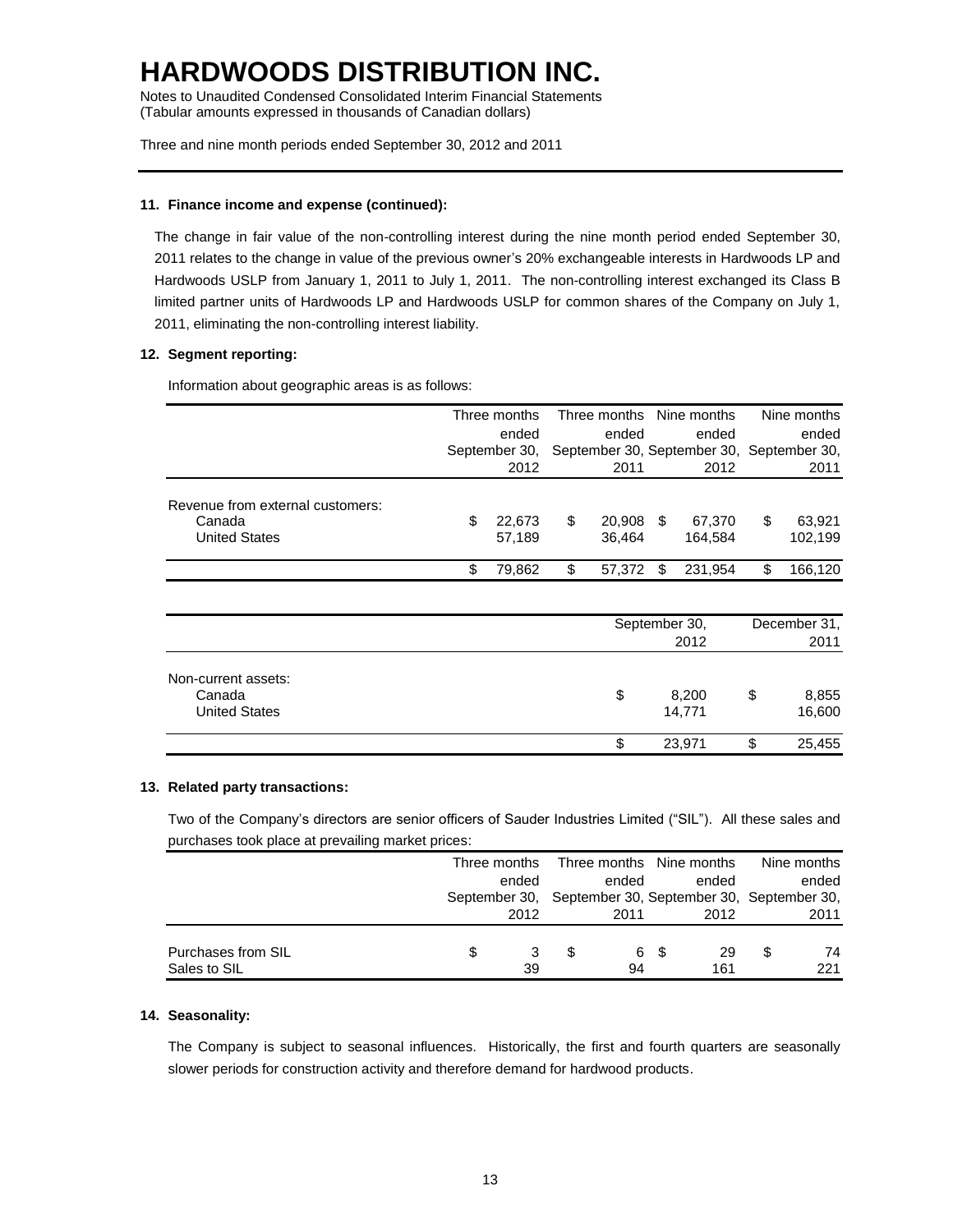# HARDWOODS DISTRIBUTION INC.

Notes to Unaudited Condensed Consolidated Interim Financial Statements
(Tabular amounts expressed in thousands of Canadian dollars)

Three and nine month periods ended September 30, 2012 and 2011

---

**11. Finance income and expense (continued):**

The change in fair value of the non-controlling interest during the nine month period ended September 30, 2011 relates to the change in value of the previous owner's 20% exchangeable interests in Hardwoods LP and Hardwoods USLP from January 1, 2011 to July 1, 2011. The non-controlling interest exchanged its Class B limited partner units of Hardwoods LP and Hardwoods USLP for common shares of the Company on July 1, 2011, eliminating the non-controlling interest liability.

**12. Segment reporting:**

Information about geographic areas is as follows:

| | Three months ended September 30, 2012 | Three months ended September 30, 2011 | Nine months ended September 30, 2012 | Nine months ended September 30, 2011 |
|---|---|---|---|---|
| Revenue from external customers: | | | | |
| Canada | $ 22,673 | $ 20,908 | $ 67,370 | $ 63,921 |
| United States | 57,189 | 36,464 | 164,584 | 102,199 |
| | $ 79,862 | $ 57,372 | $ 231,954 | $ 166,120 |

| | September 30, 2012 | December 31, 2011 |
|---|---|---|
| Non-current assets: | | |
| Canada | $ 8,200 | $ 8,855 |
| United States | 14,771 | 16,600 |
| | $ 23,971 | $ 25,455 |

**13. Related party transactions:**

Two of the Company's directors are senior officers of Sauder Industries Limited ("SIL"). All these sales and purchases took place at prevailing market prices:

| | Three months ended September 30, 2012 | Three months ended September 30, 2011 | Nine months ended September 30, 2012 | Nine months ended September 30, 2011 |
|---|---|---|---|---|
| Purchases from SIL | $ 3 | $ 6 | $ 29 | $ 74 |
| Sales to SIL | 39 | 94 | 161 | 221 |

**14. Seasonality:**

The Company is subject to seasonal influences. Historically, the first and fourth quarters are seasonally slower periods for construction activity and therefore demand for hardwood products.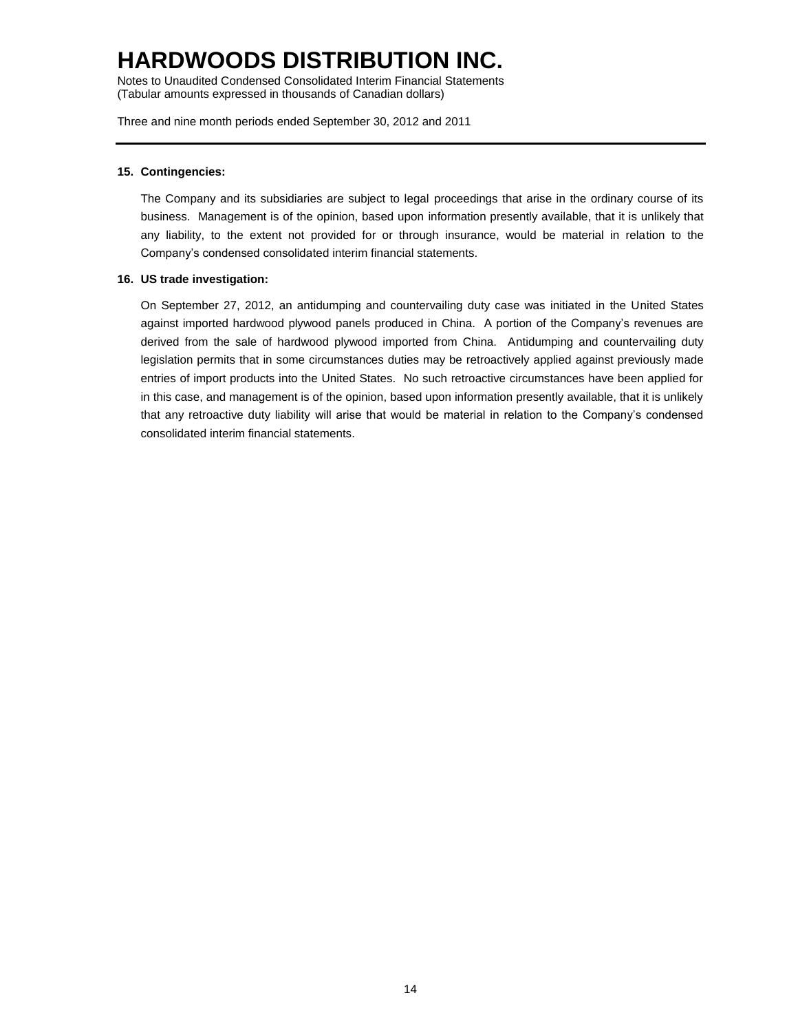**15. Contingencies:**

The Company and its subsidiaries are subject to legal proceedings that arise in the ordinary course of its business. Management is of the opinion, based upon information presently available, that it is unlikely that any liability, to the extent not provided for or through insurance, would be material in relation to the Company's condensed consolidated interim financial statements.

**16. US trade investigation:**

On September 27, 2012, an antidumping and countervailing duty case was initiated in the United States against imported hardwood plywood panels produced in China. A portion of the Company's revenues are derived from the sale of hardwood plywood imported from China. Antidumping and countervailing duty legislation permits that in some circumstances duties may be retroactively applied against previously made entries of import products into the United States. No such retroactive circumstances have been applied for in this case, and management is of the opinion, based upon information presently available, that it is unlikely that any retroactive duty liability will arise that would be material in relation to the Company's condensed consolidated interim financial statements.